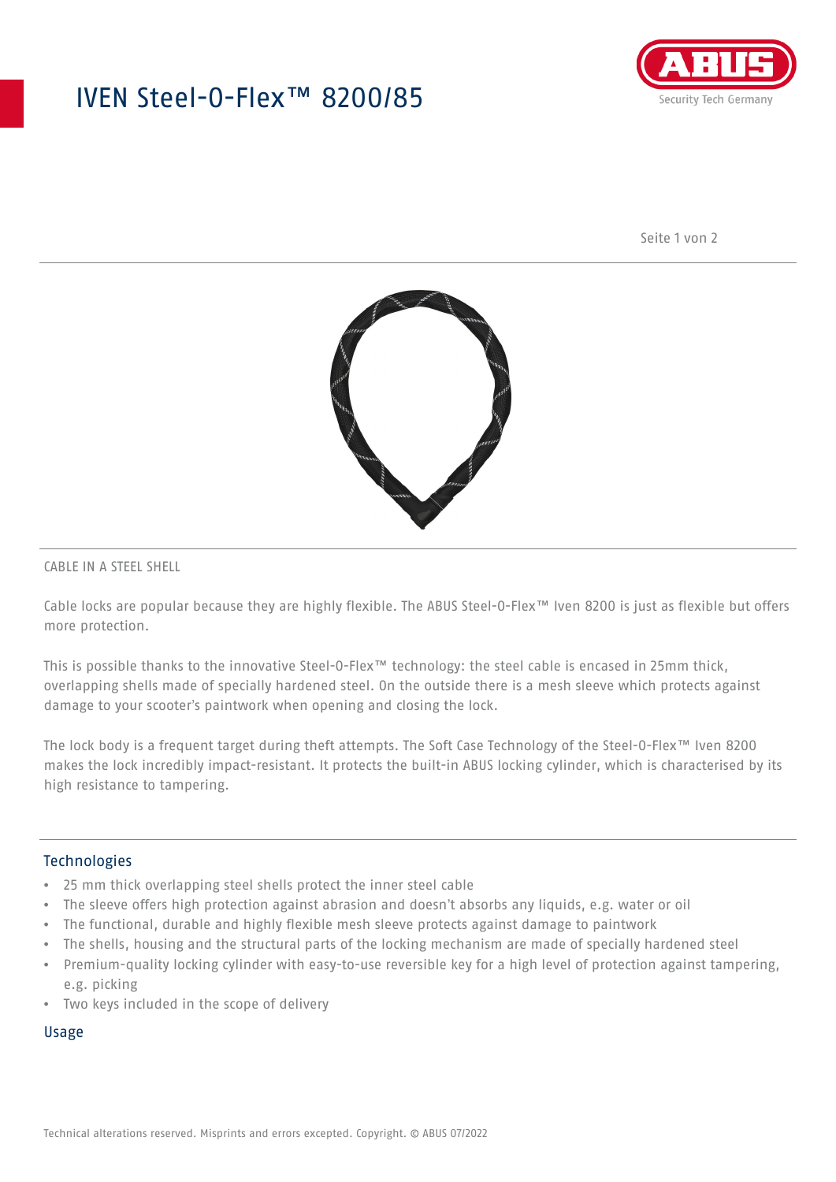# IVEN Steel-O-Flex™ 8200/85

CABLE IN A STEEL SHELL

Cable locks are popular because they are highly flexible. The ABUS Steel-O-Flex™ Iven 8200 is just as flexible but offers more protection.

This is possible thanks to the innovative Steel-O-Flex™ technology: the steel cable is encased in 25mm thick, overlapping shells made of specially hardened steel. On the outside there is a mesh sleeve which protects against damage to your scooter's paintwork when opening and closing the lock.

The lock body is a frequent target during theft attempts. The Soft Case Technology of the Steel-O-Flex™ Iven 8200 makes the lock incredibly impact-resistant. It protects the built-in ABUS locking cylinder, which is characterised by its high resistance to tampering.

## Technologies

- 25 mm thick overlapping steel shells protect the inner steel cable
- The sleeve offers high protection against abrasion and doesn't absorbs any liquids, e.g. water or oil
- The functional, durable and highly flexible mesh sleeve protects against damage to paintwork
- The shells, housing and the structural parts of the locking mechanism are made of specially hardened steel
- Premium-quality locking cylinder with easy-to-use reversible key for a high level of protection against tampering, e.g. picking
- Two keys included in the scope of delivery

## Usage

Technical alterations reserved. Misprints and errors excepted. Copyright. © ABUS 07/2022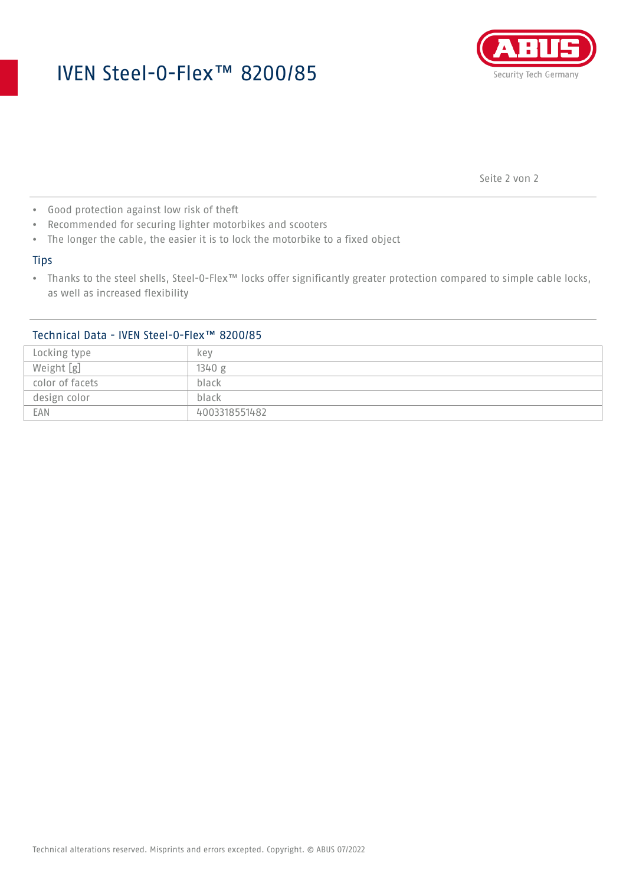- Good protection against low risk of theft
- Recommended for securing lighter motorbikes and scooters
- The longer the cable, the easier it is to lock the motorbike to a fixed object

## Tips

- Thanks to the steel shells, Steel-O-Flex™ locks offer significantly greater protection compared to simple cable locks, as well as increased flexibility

## Technical Data - IVEN Steel-O-Flex™ 8200/85

| | |
|---|---|
| Locking type | key |
| Weight [g] | 1340 g |
| color of facets | black |
| design color | black |
| EAN | 4003318551482 |

Technical alterations reserved. Misprints and errors excepted. Copyright. © ABUS 07/2022